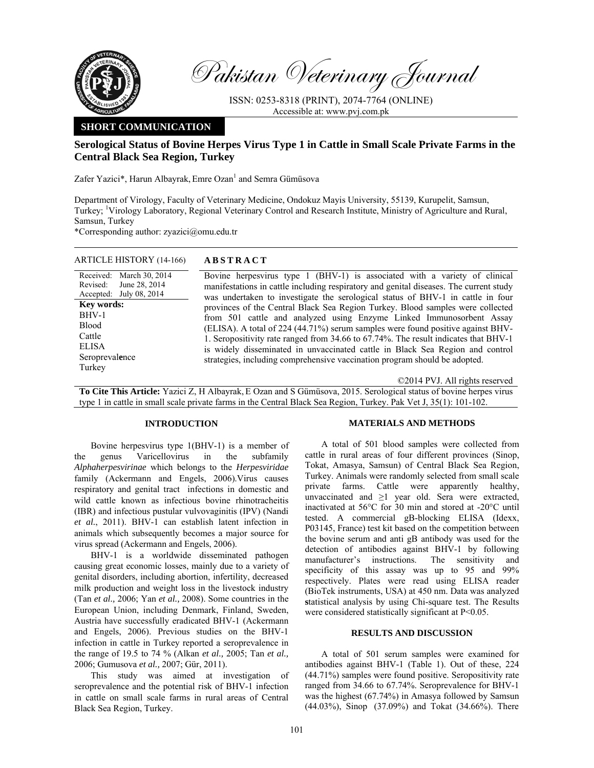Pakistan Veterinary Journal

ISSN: 0253-8318 (PRINT), 2074-7764 (ONLINE)
Accessible at: www.pvj.com.pk

**SHORT COMMUNICATION**

# Serological Status of Bovine Herpes Virus Type 1 in Cattle in Small Scale Private Farms in the Central Black Sea Region, Turkey

Zafer Yazici*, Harun Albayrak, Emre Ozan[1] and Semra Gümüsova

Department of Virology, Faculty of Veterinary Medicine, Ondokuz Mayis University, 55139, Kurupelit, Samsun, Turkey; [1]Virology Laboratory, Regional Veterinary Control and Research Institute, Ministry of Agriculture and Rural, Samsun, Turkey

*Corresponding author: zyazici@omu.edu.tr

**ARTICLE HISTORY** (14-166)

Received: March 30, 2014
Revised: June 28, 2014
Accepted: July 08, 2014

**Key words:**
BHV-1
Blood
Cattle
ELISA
Seroprevalence
Turkey

## ABSTRACT

Bovine herpesvirus type 1 (BHV-1) is associated with a variety of clinical manifestations in cattle including respiratory and genital diseases. The current study was undertaken to investigate the serological status of BHV-1 in cattle in four provinces of the Central Black Sea Region Turkey. Blood samples were collected from 501 cattle and analyzed using Enzyme Linked Immunosorbent Assay (ELISA). A total of 224 (44.71%) serum samples were found positive against BHV-1. Seropositivity rate ranged from 34.66 to 67.74%. The result indicates that BHV-1 is widely disseminated in unvaccinated cattle in Black Sea Region and control strategies, including comprehensive vaccination program should be adopted.

©2014 PVJ. All rights reserved

**To Cite This Article:** Yazici Z, H Albayrak, E Ozan and S Gümüsova, 2015. Serological status of bovine herpes virus type 1 in cattle in small scale private farms in the Central Black Sea Region, Turkey. Pak Vet J, 35(1): 101-102.

## INTRODUCTION

Bovine herpesvirus type 1(BHV-1) is a member of the genus Varicellovirus in the subfamily *Alphaherpesvirinae* which belongs to the *Herpesviridae* family (Ackermann and Engels, 2006).Virus causes respiratory and genital tract infections in domestic and wild cattle known as infectious bovine rhinotracheitis (IBR) and infectious pustular vulvovaginitis (IPV) (Nandi *et al.*, 2011). BHV-1 can establish latent infection in animals which subsequently becomes a major source for virus spread (Ackermann and Engels, 2006).

BHV-1 is a worldwide disseminated pathogen causing great economic losses, mainly due to a variety of genital disorders, including abortion, infertility, decreased milk production and weight loss in the livestock industry (Tan *et al.,* 2006; Yan *et al.,* 2008). Some countries in the European Union, including Denmark, Finland, Sweden, Austria have successfully eradicated BHV-1 (Ackermann and Engels, 2006). Previous studies on the BHV-1 infection in cattle in Turkey reported a seroprevalence in the range of 19.5 to 74 % (Alkan *et al.,* 2005; Tan *et al.,* 2006; Gumusova *et al.,* 2007; Gür, 2011).

This study was aimed at investigation of seroprevalence and the potential risk of BHV-1 infection in cattle on small scale farms in rural areas of Central Black Sea Region, Turkey.

## MATERIALS AND METHODS

A total of 501 blood samples were collected from cattle in rural areas of four different provinces (Sinop, Tokat, Amasya, Samsun) of Central Black Sea Region, Turkey. Animals were randomly selected from small scale private farms. Cattle were apparently healthy, unvaccinated and ≥1 year old. Sera were extracted, inactivated at 56°C for 30 min and stored at -20°C until tested. A commercial gB-blocking ELISA (Idexx, P03145, France) test kit based on the competition between the bovine serum and anti gB antibody was used for the detection of antibodies against BHV-1 by following manufacturer's instructions. The sensitivity and specificity of this assay was up to 95 and 99% respectively. Plates were read using ELISA reader (BioTek instruments, USA) at 450 nm. Data was analyzed statistical analysis by using Chi-square test. The Results were considered statistically significant at P<0.05.

## RESULTS AND DISCUSSION

A total of 501 serum samples were examined for antibodies against BHV-1 (Table 1). Out of these, 224 (44.71%) samples were found positive. Seropositivity rate ranged from 34.66 to 67.74%. Seroprevalence for BHV-1 was the highest (67.74%) in Amasya followed by Samsun (44.03%), Sinop (37.09%) and Tokat (34.66%). There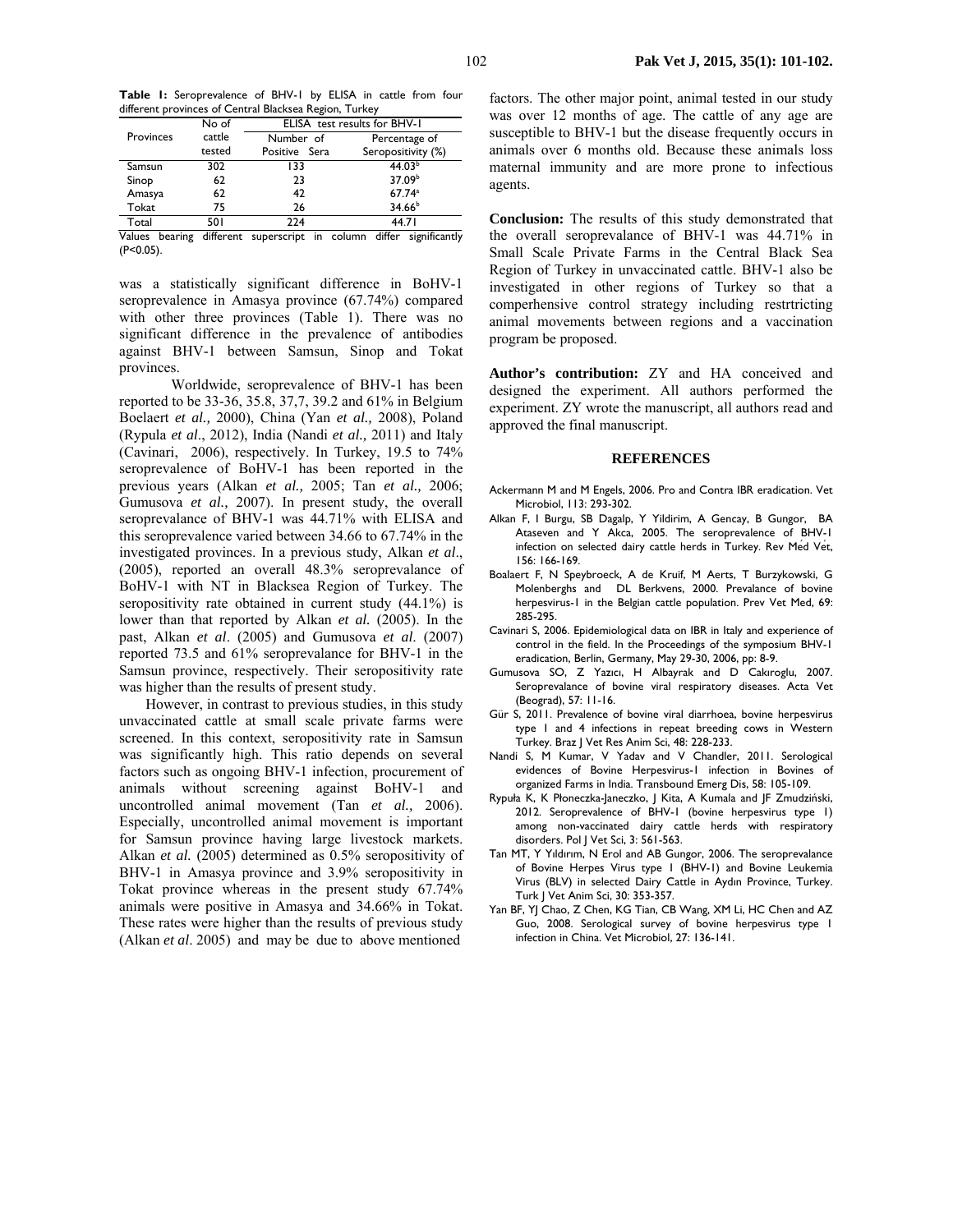**Table 1:** Seroprevalence of BHV-1 by ELISA in cattle from four different provinces of Central Blacksea Region, Turkey

| Provinces | No of cattle tested | ELISA test results for BHV-1 | |
|---|---|---|---|
| | | Number of Positive Sera | Percentage of Seropositivity (%) |
| Samsun | 302 | 133 | 44.03[b] |
| Sinop | 62 | 23 | 37.09[b] |
| Amasya | 62 | 42 | 67.74[a] |
| Tokat | 75 | 26 | 34.66[b] |
| Total | 501 | 224 | 44.71 |

Values bearing different superscript in column differ significantly (P<0.05).

was a statistically significant difference in BoHV-1 seroprevalence in Amasya province (67.74%) compared with other three provinces (Table 1). There was no significant difference in the prevalence of antibodies against BHV-1 between Samsun, Sinop and Tokat provinces.

Worldwide, seroprevalence of BHV-1 has been reported to be 33-36, 35.8, 37,7, 39.2 and 61% in Belgium Boelaert *et al.,* 2000), China (Yan *et al.,* 2008), Poland (Rypula *et al*., 2012), India (Nandi *et al.,* 2011) and Italy (Cavinari, 2006), respectively. In Turkey, 19.5 to 74% seroprevalence of BoHV-1 has been reported in the previous years (Alkan *et al.,* 2005; Tan *et al.,* 2006; Gumusova *et al.,* 2007). In present study, the overall seroprevalance of BHV-1 was 44.71% with ELISA and this seroprevalence varied between 34.66 to 67.74% in the investigated provinces. In a previous study, Alkan *et al*., (2005), reported an overall 48.3% seroprevalance of BoHV-1 with NT in Blacksea Region of Turkey. The seropositivity rate obtained in current study (44.1%) is lower than that reported by Alkan *et al.* (2005). In the past, Alkan *et al*. (2005) and Gumusova *et al.* (2007) reported 73.5 and 61% seroprevalance for BHV-1 in the Samsun province, respectively. Their seropositivity rate was higher than the results of present study.

However, in contrast to previous studies, in this study unvaccinated cattle at small scale private farms were screened. In this context, seropositivity rate in Samsun was significantly high. This ratio depends on several factors such as ongoing BHV-1 infection, procurement of animals without screening against BoHV-1 and uncontrolled animal movement (Tan *et al.,* 2006). Especially, uncontrolled animal movement is important for Samsun province having large livestock markets. Alkan *et al.* (2005) determined as 0.5% seropositivity of BHV-1 in Amasya province and 3.9% seropositivity in Tokat province whereas in the present study 67.74% animals were positive in Amasya and 34.66% in Tokat. These rates were higher than the results of previous study (Alkan *et al*. 2005) and may be due to above mentioned factors. The other major point, animal tested in our study was over 12 months of age. The cattle of any age are susceptible to BHV-1 but the disease frequently occurs in animals over 6 months old. Because these animals loss maternal immunity and are more prone to infectious agents.

**Conclusion:** The results of this study demonstrated that the overall seroprevalance of BHV-1 was 44.71% in Small Scale Private Farms in the Central Black Sea Region of Turkey in unvaccinated cattle. BHV-1 also be investigated in other regions of Turkey so that a comperhensive control strategy including restrtricting animal movements between regions and a vaccination program be proposed.

**Author's contribution:** ZY and HA conceived and designed the experiment. All authors performed the experiment. ZY wrote the manuscript, all authors read and approved the final manuscript.

## REFERENCES

Ackermann M and M Engels, 2006. Pro and Contra IBR eradication. Vet Microbiol, 113: 293-302.

Alkan F, I Burgu, SB Dagalp, Y Yildirim, A Gencay, B Gungor, BA Ataseven and Y Akca, 2005. The seroprevalence of BHV-1 infection on selected dairy cattle herds in Turkey. Rev Méd Vét, 156: 166-169.

Boalaert F, N Speybroeck, A de Kruif, M Aerts, T Burzykowski, G Molenberghs and DL Berkvens, 2000. Prevalance of bovine herpesvirus-1 in the Belgian cattle population. Prev Vet Med, 69: 285-295.

Cavinari S, 2006. Epidemiological data on IBR in Italy and experience of control in the field. In the Proceedings of the symposium BHV-1 eradication, Berlin, Germany, May 29-30, 2006, pp: 8-9.

Gumusova SO, Z Yazıcı, H Albayrak and D Cakıroglu, 2007. Seroprevalance of bovine viral respiratory diseases. Acta Vet (Beograd), 57: 11-16.

Gür S, 2011. Prevalence of bovine viral diarrhoea, bovine herpesvirus type 1 and 4 infections in repeat breeding cows in Western Turkey. Braz J Vet Res Anim Sci, 48: 228-233.

Nandi S, M Kumar, V Yadav and V Chandler, 2011. Serological evidences of Bovine Herpesvirus-1 infection in Bovines of organized Farms in India. Transbound Emerg Dis, 58: 105-109.

Rypuła K, K Płoneczka-Janeczko, J Kita, A Kumala and JF Zmudziński, 2012. Seroprevalence of BHV-1 (bovine herpesvirus type 1) among non-vaccinated dairy cattle herds with respiratory disorders. Pol J Vet Sci, 3: 561-563.

Tan MT, Y Yıldırım, N Erol and AB Gungor, 2006. The seroprevalance of Bovine Herpes Virus type 1 (BHV-1) and Bovine Leukemia Virus (BLV) in selected Dairy Cattle in Aydın Province, Turkey. Turk J Vet Anim Sci, 30: 353-357.

Yan BF, YJ Chao, Z Chen, KG Tian, CB Wang, XM Li, HC Chen and AZ Guo, 2008. Serological survey of bovine herpesvirus type 1 infection in China. Vet Microbiol, 27: 136-141.